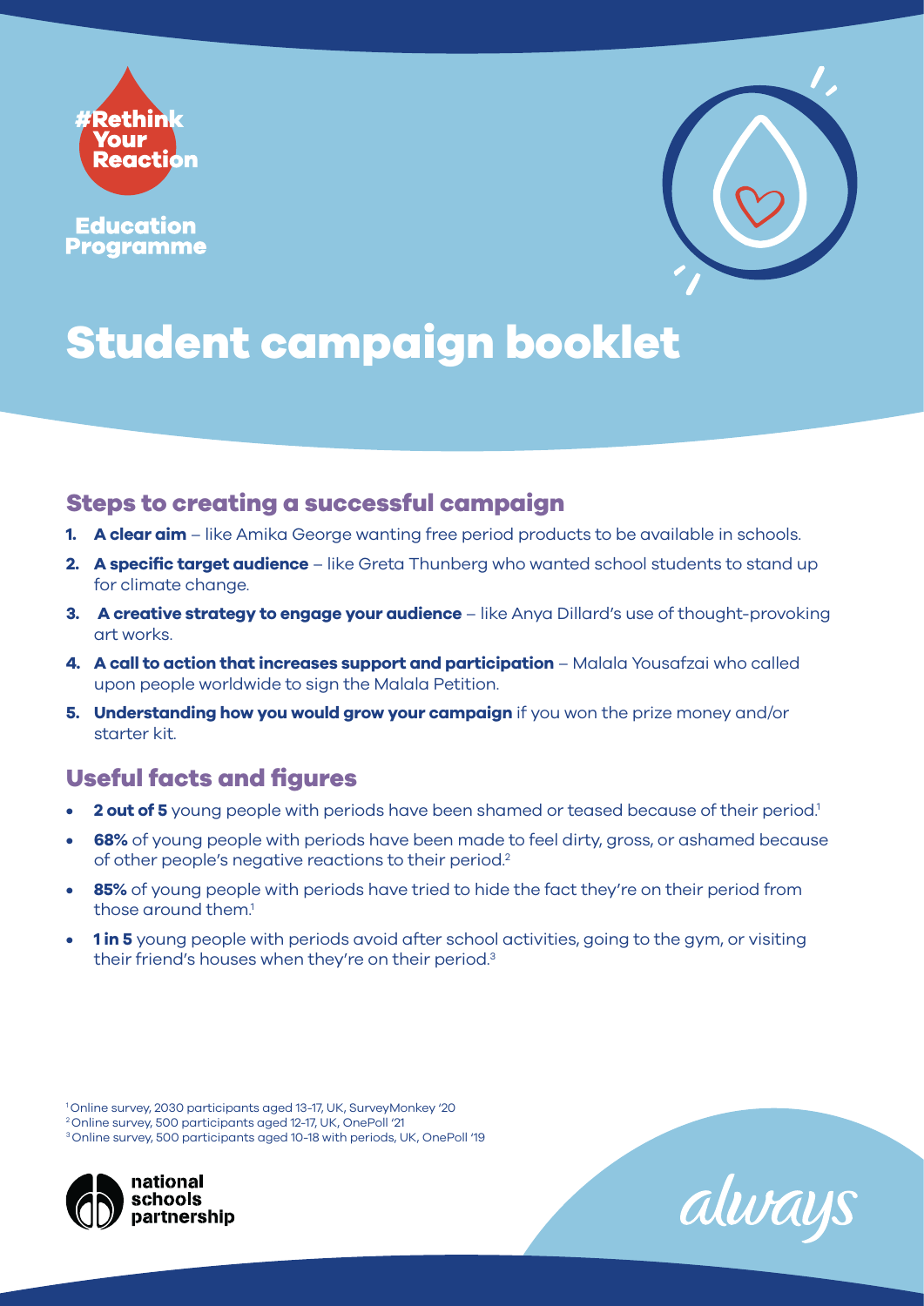#Rethink Your Reaction

Education Programme

# Student campaign booklet

## Steps to creating a successful campaign

1. **A clear aim** – like Amika George wanting free period products to be available in schools.
2. **A specific target audience** – like Greta Thunberg who wanted school students to stand up for climate change.
3. **A creative strategy to engage your audience** – like Anya Dillard's use of thought-provoking art works.
4. **A call to action that increases support and participation** – Malala Yousafzai who called upon people worldwide to sign the Malala Petition.
5. **Understanding how you would grow your campaign** if you won the prize money and/or starter kit.

## Useful facts and figures

- **2 out of 5** young people with periods have been shamed or teased because of their period.[1]
- **68%** of young people with periods have been made to feel dirty, gross, or ashamed because of other people's negative reactions to their period.[2]
- **85%** of young people with periods have tried to hide the fact they're on their period from those around them.[1]
- **1 in 5** young people with periods avoid after school activities, going to the gym, or visiting their friend's houses when they're on their period.[3]

[1] Online survey, 2030 participants aged 13-17, UK, SurveyMonkey '20
[2] Online survey, 500 participants aged 12-17, UK, OnePoll '21
[3] Online survey, 500 participants aged 10-18 with periods, UK, OnePoll '19

national schools partnership

always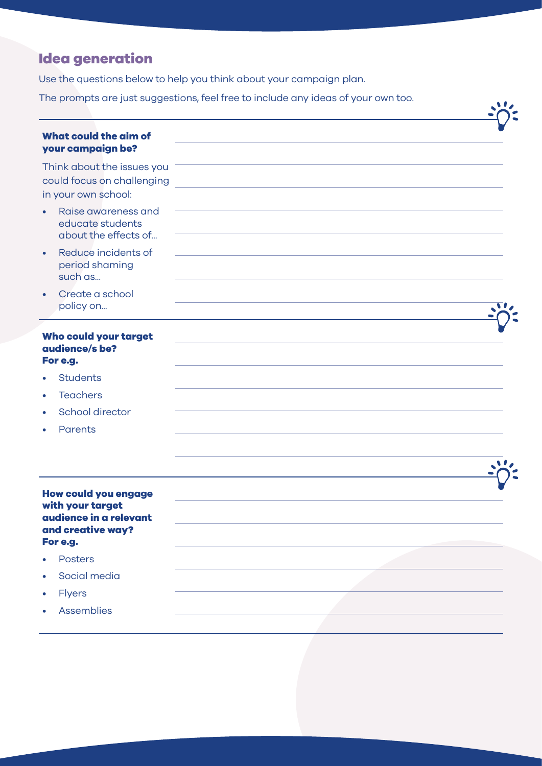## Idea generation

Use the questions below to help you think about your campaign plan.

The prompts are just suggestions, feel free to include any ideas of your own too.

**What could the aim of your campaign be?**

Think about the issues you could focus on challenging in your own school:

- Raise awareness and educate students about the effects of...
- Reduce incidents of period shaming such as...
- Create a school policy on...

**Who could your target audience/s be? For e.g.**

- Students
- Teachers
- School director
- Parents

**How could you engage with your target audience in a relevant and creative way? For e.g.**

- Posters
- Social media
- Flyers
- Assemblies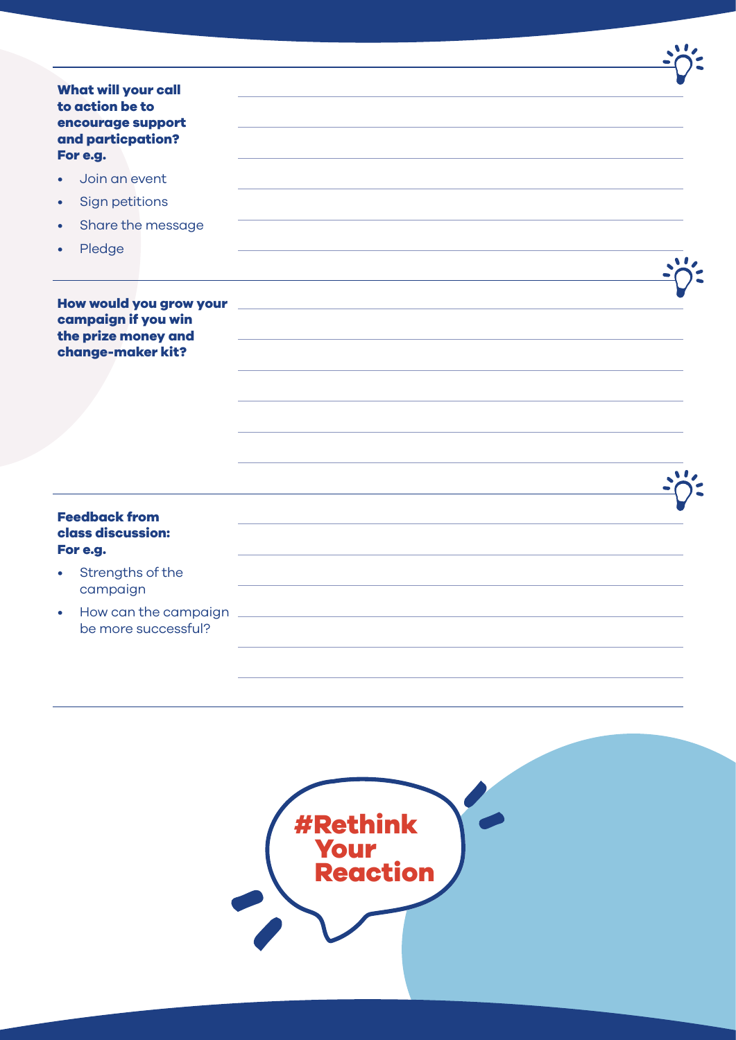**What will your call to action be to encourage support and particpation? For e.g.**

- Join an event
- Sign petitions
- Share the message
- Pledge

**How would you grow your campaign if you win the prize money and change-maker kit?**

**Feedback from class discussion: For e.g.**

- Strengths of the campaign
- How can the campaign be more successful?

#Rethink Your Reaction